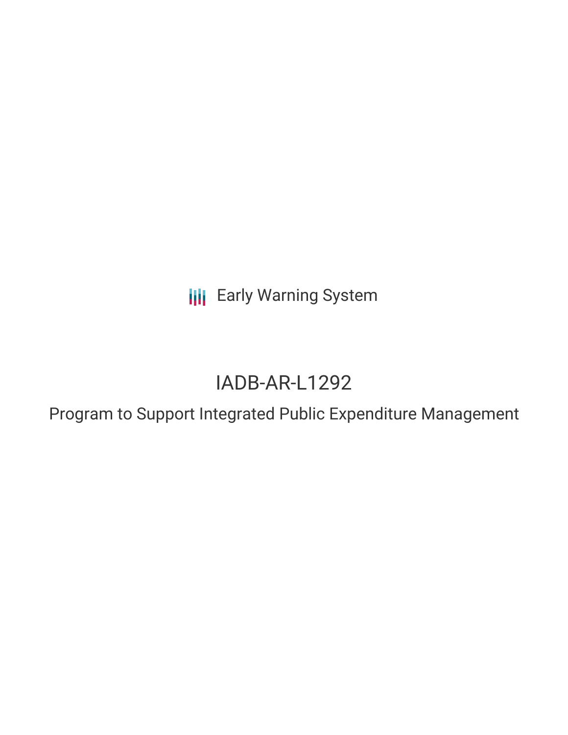Early Warning System

# IADB-AR-L1292

## Program to Support Integrated Public Expenditure Management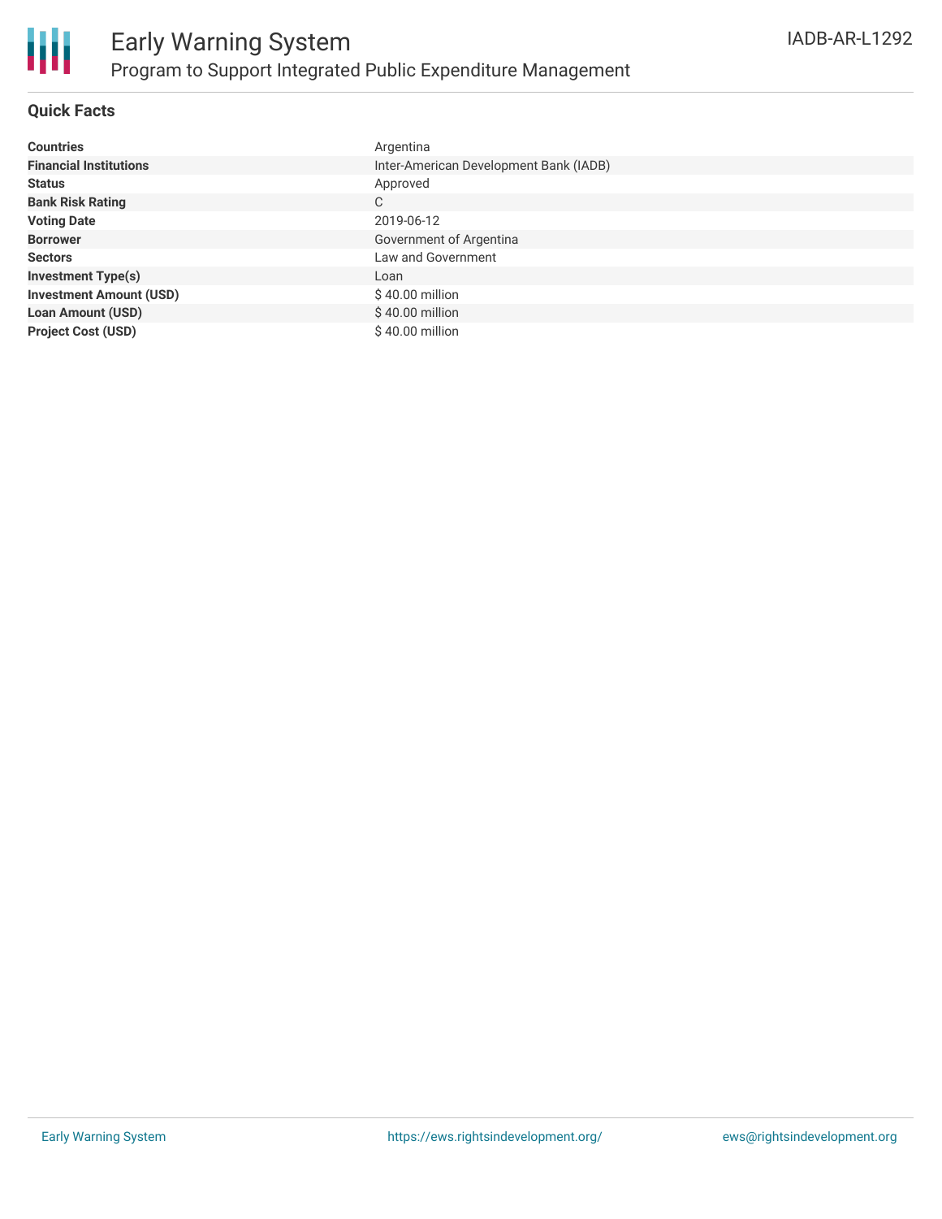# Early Warning System

## Program to Support Integrated Public Expenditure Management

IADB-AR-L1292

### Quick Facts

| | |
|---|---|
| **Countries** | Argentina |
| **Financial Institutions** | Inter-American Development Bank (IADB) |
| **Status** | Approved |
| **Bank Risk Rating** | C |
| **Voting Date** | 2019-06-12 |
| **Borrower** | Government of Argentina |
| **Sectors** | Law and Government |
| **Investment Type(s)** | Loan |
| **Investment Amount (USD)** | $ 40.00 million |
| **Loan Amount (USD)** | $ 40.00 million |
| **Project Cost (USD)** | $ 40.00 million |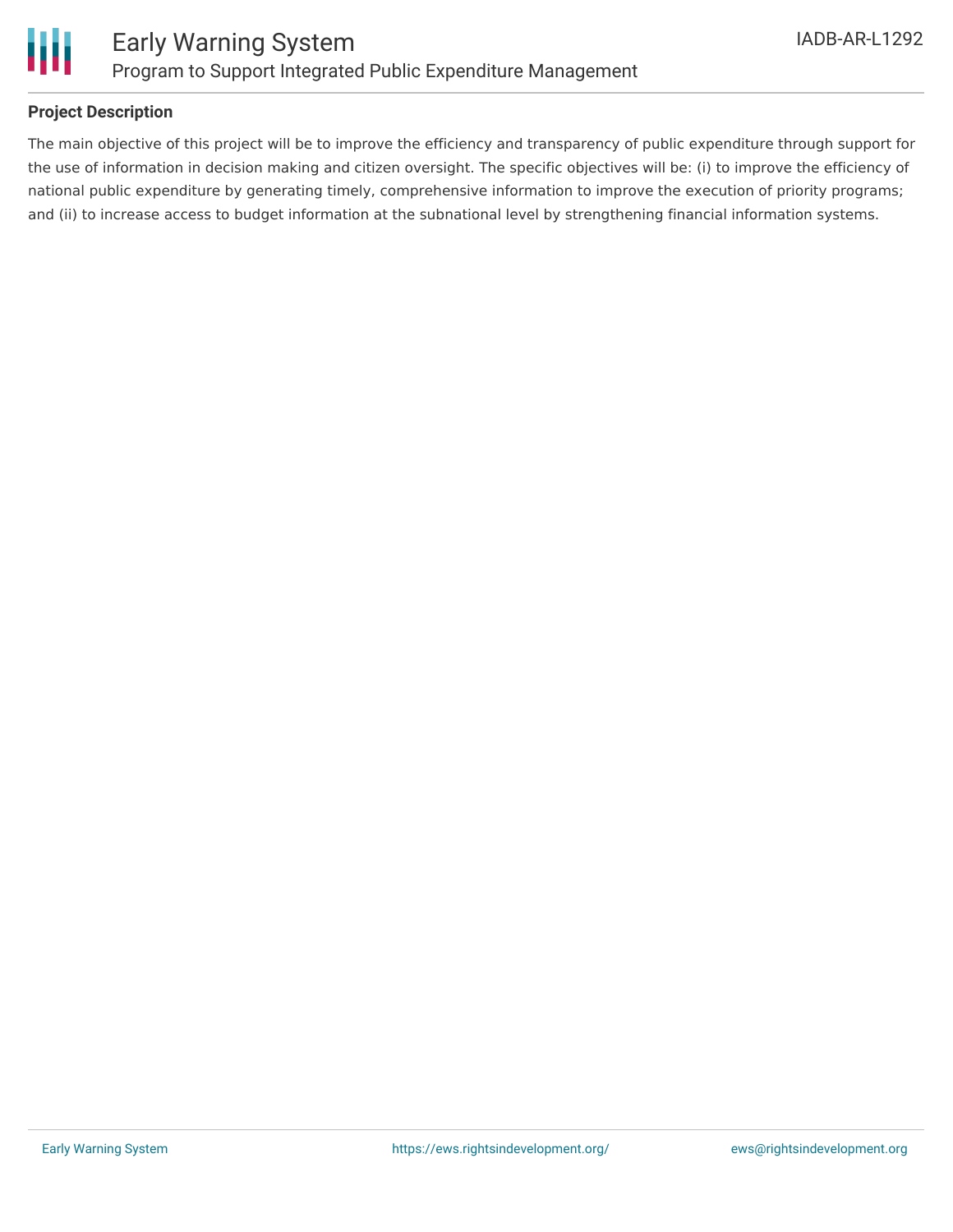**Project Description**

The main objective of this project will be to improve the efficiency and transparency of public expenditure through support for the use of information in decision making and citizen oversight. The specific objectives will be: (i) to improve the efficiency of national public expenditure by generating timely, comprehensive information to improve the execution of priority programs; and (ii) to increase access to budget information at the subnational level by strengthening financial information systems.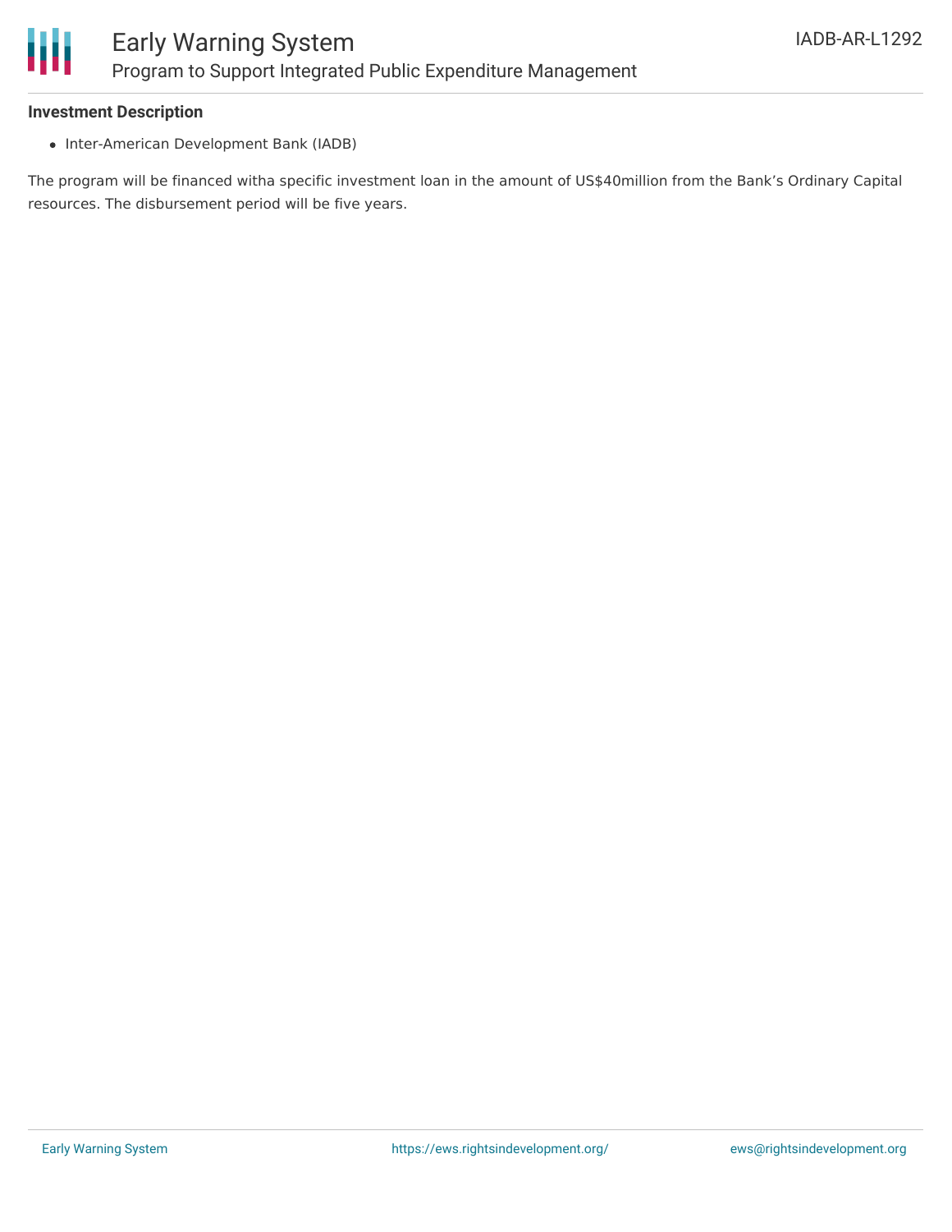### Investment Description

- Inter-American Development Bank (IADB)

The program will be financed witha specific investment loan in the amount of US$40million from the Bank's Ordinary Capital resources. The disbursement period will be five years.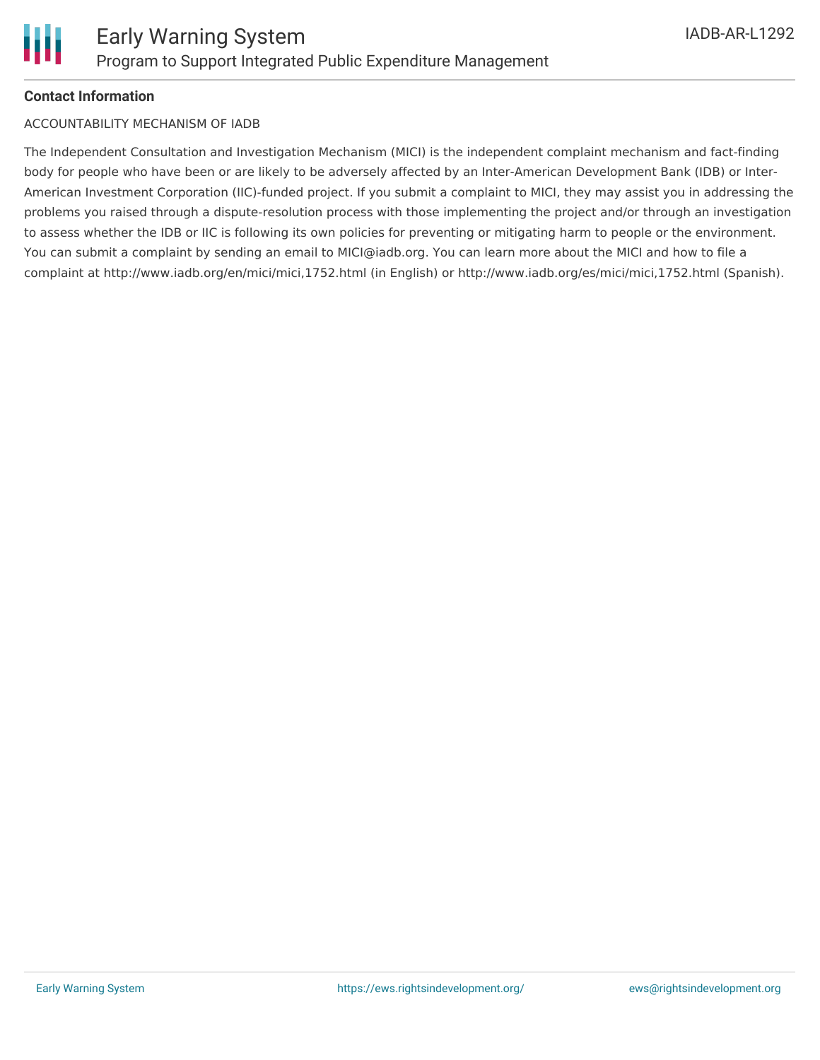**Contact Information**

ACCOUNTABILITY MECHANISM OF IADB

The Independent Consultation and Investigation Mechanism (MICI) is the independent complaint mechanism and fact-finding body for people who have been or are likely to be adversely affected by an Inter-American Development Bank (IDB) or Inter-American Investment Corporation (IIC)-funded project. If you submit a complaint to MICI, they may assist you in addressing the problems you raised through a dispute-resolution process with those implementing the project and/or through an investigation to assess whether the IDB or IIC is following its own policies for preventing or mitigating harm to people or the environment. You can submit a complaint by sending an email to MICI@iadb.org. You can learn more about the MICI and how to file a complaint at http://www.iadb.org/en/mici/mici,1752.html (in English) or http://www.iadb.org/es/mici/mici,1752.html (Spanish).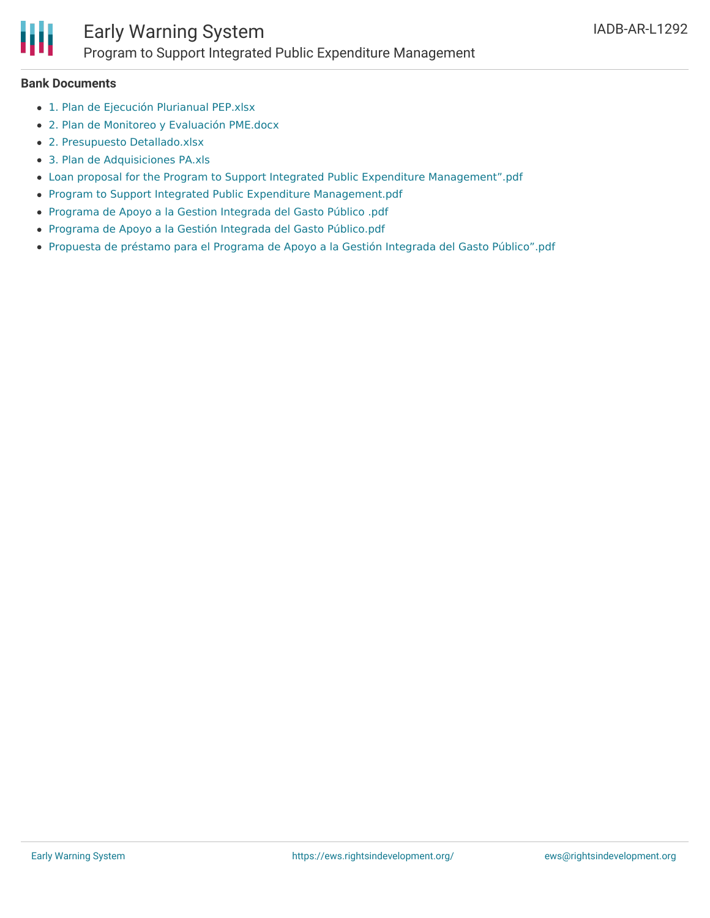**Bank Documents**

- 1. Plan de Ejecución Plurianual PEP.xlsx
- 2. Plan de Monitoreo y Evaluación PME.docx
- 2. Presupuesto Detallado.xlsx
- 3. Plan de Adquisiciones PA.xls
- Loan proposal for the Program to Support Integrated Public Expenditure Management".pdf
- Program to Support Integrated Public Expenditure Management.pdf
- Programa de Apoyo a la Gestion Integrada del Gasto Público .pdf
- Programa de Apoyo a la Gestión Integrada del Gasto Público.pdf
- Propuesta de préstamo para el Programa de Apoyo a la Gestión Integrada del Gasto Público".pdf